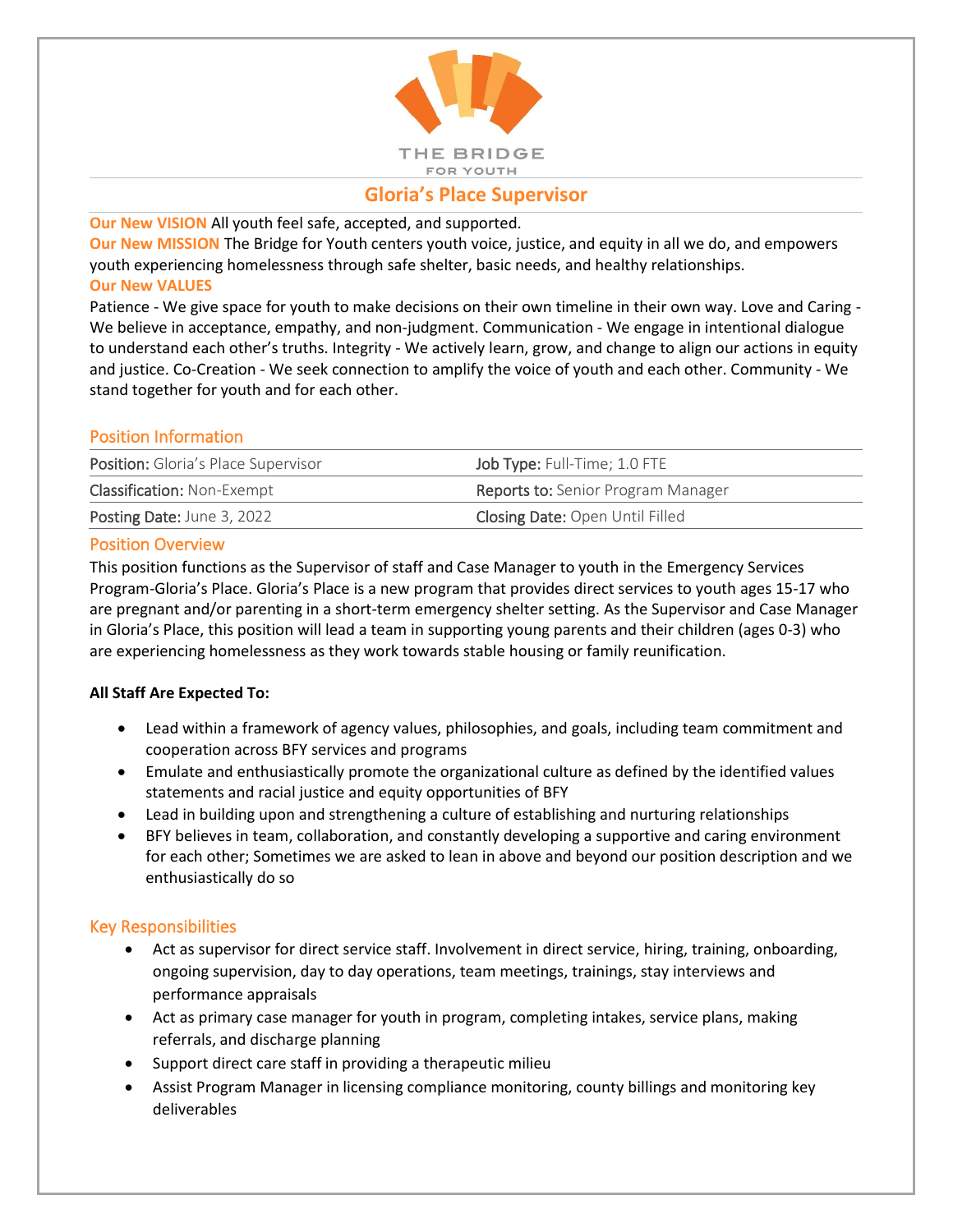THE BRIDGE FOR YOUTH

# Gloria's Place Supervisor

**Our New VISION** All youth feel safe, accepted, and supported.

**Our New MISSION** The Bridge for Youth centers youth voice, justice, and equity in all we do, and empowers youth experiencing homelessness through safe shelter, basic needs, and healthy relationships.

**Our New VALUES**

Patience - We give space for youth to make decisions on their own timeline in their own way. Love and Caring - We believe in acceptance, empathy, and non-judgment. Communication - We engage in intentional dialogue to understand each other's truths. Integrity - We actively learn, grow, and change to align our actions in equity and justice. Co-Creation - We seek connection to amplify the voice of youth and each other. Community - We stand together for youth and for each other.

## Position Information

| | |
|---|---|
| **Position:** Gloria's Place Supervisor | **Job Type:** Full-Time; 1.0 FTE |
| **Classification:** Non-Exempt | **Reports to:** Senior Program Manager |
| **Posting Date:** June 3, 2022 | **Closing Date:** Open Until Filled |

## Position Overview

This position functions as the Supervisor of staff and Case Manager to youth in the Emergency Services Program-Gloria's Place. Gloria's Place is a new program that provides direct services to youth ages 15-17 who are pregnant and/or parenting in a short-term emergency shelter setting. As the Supervisor and Case Manager in Gloria's Place, this position will lead a team in supporting young parents and their children (ages 0-3) who are experiencing homelessness as they work towards stable housing or family reunification.

**All Staff Are Expected To:**

- Lead within a framework of agency values, philosophies, and goals, including team commitment and cooperation across BFY services and programs
- Emulate and enthusiastically promote the organizational culture as defined by the identified values statements and racial justice and equity opportunities of BFY
- Lead in building upon and strengthening a culture of establishing and nurturing relationships
- BFY believes in team, collaboration, and constantly developing a supportive and caring environment for each other; Sometimes we are asked to lean in above and beyond our position description and we enthusiastically do so

## Key Responsibilities

- Act as supervisor for direct service staff. Involvement in direct service, hiring, training, onboarding, ongoing supervision, day to day operations, team meetings, trainings, stay interviews and performance appraisals
- Act as primary case manager for youth in program, completing intakes, service plans, making referrals, and discharge planning
- Support direct care staff in providing a therapeutic milieu
- Assist Program Manager in licensing compliance monitoring, county billings and monitoring key deliverables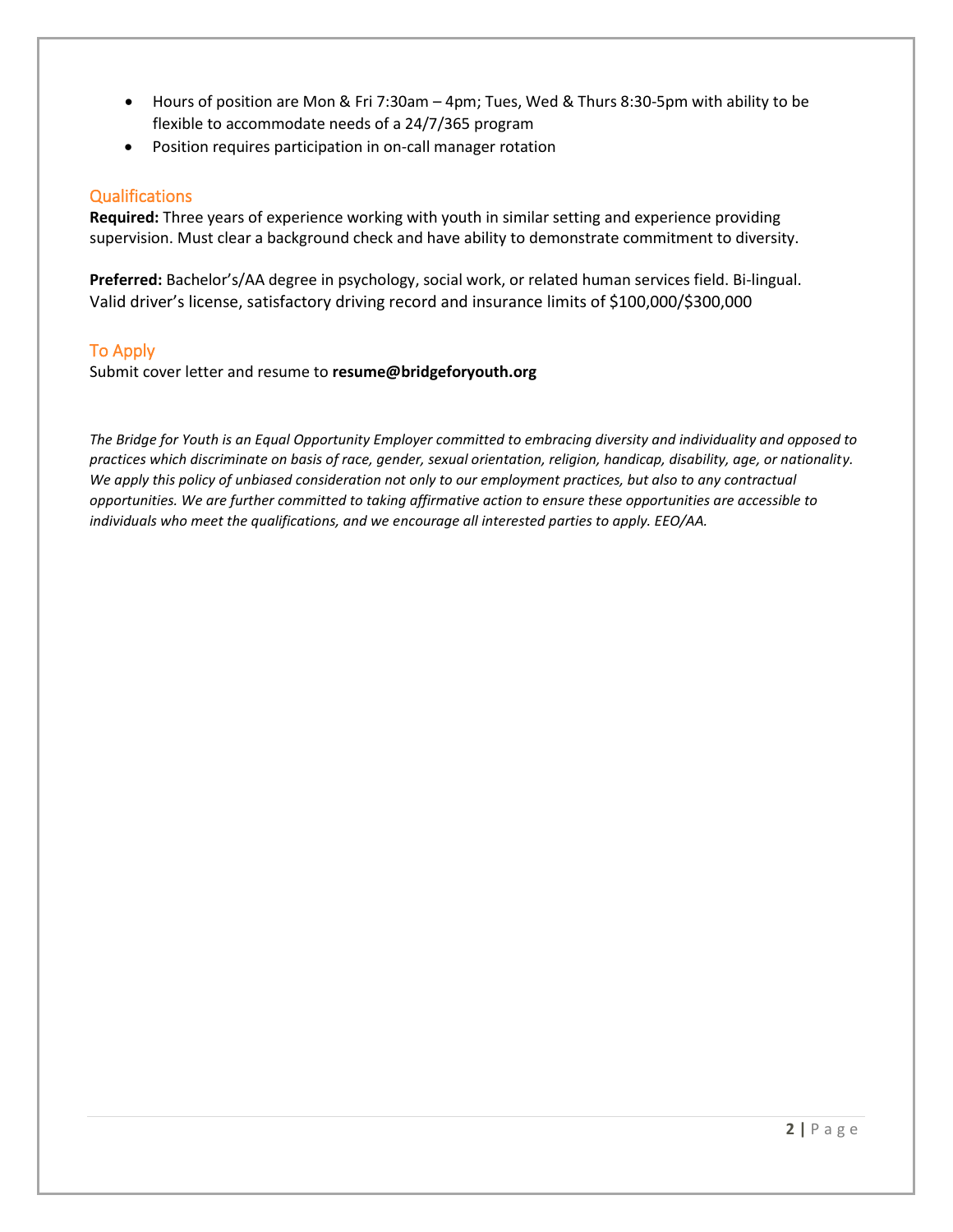- Hours of position are Mon & Fri 7:30am – 4pm; Tues, Wed & Thurs 8:30-5pm with ability to be flexible to accommodate needs of a 24/7/365 program
- Position requires participation in on-call manager rotation

## Qualifications

**Required:** Three years of experience working with youth in similar setting and experience providing supervision. Must clear a background check and have ability to demonstrate commitment to diversity.

**Preferred:** Bachelor's/AA degree in psychology, social work, or related human services field. Bi-lingual. Valid driver's license, satisfactory driving record and insurance limits of $100,000/$300,000

## To Apply

Submit cover letter and resume to **resume@bridgeforyouth.org**

*The Bridge for Youth is an Equal Opportunity Employer committed to embracing diversity and individuality and opposed to practices which discriminate on basis of race, gender, sexual orientation, religion, handicap, disability, age, or nationality. We apply this policy of unbiased consideration not only to our employment practices, but also to any contractual opportunities. We are further committed to taking affirmative action to ensure these opportunities are accessible to individuals who meet the qualifications, and we encourage all interested parties to apply. EEO/AA.*